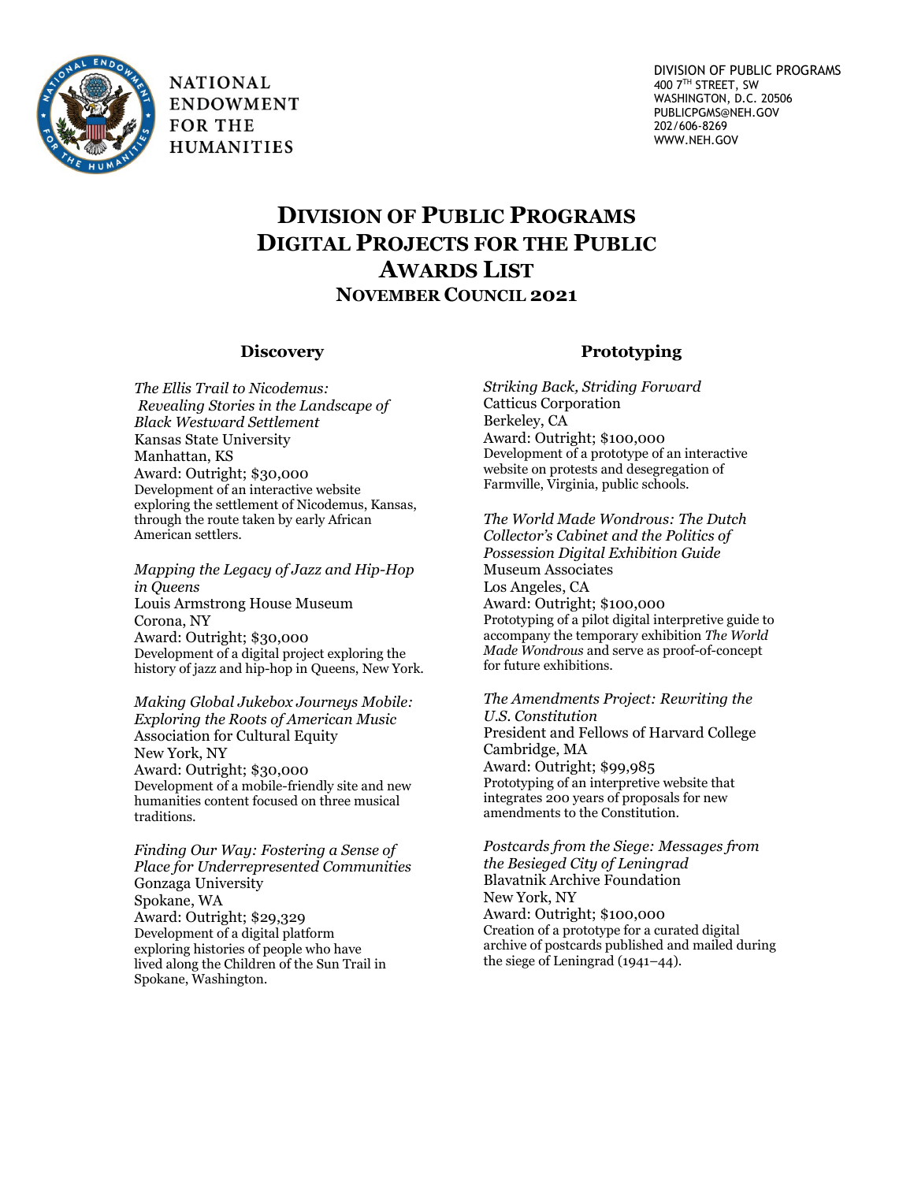NATIONAL ENDOWMENT FOR THE HUMANITIES

DIVISION OF PUBLIC PROGRAMS
400 7TH STREET, SW
WASHINGTON, D.C. 20506
PUBLICPGMS@NEH.GOV
202/606-8269
WWW.NEH.GOV

# DIVISION OF PUBLIC PROGRAMS
# DIGITAL PROJECTS FOR THE PUBLIC
# AWARDS LIST
## NOVEMBER COUNCIL 2021

### Discovery

*The Ellis Trail to Nicodemus: Revealing Stories in the Landscape of Black Westward Settlement*
Kansas State University
Manhattan, KS
Award: Outright; $30,000
Development of an interactive website exploring the settlement of Nicodemus, Kansas, through the route taken by early African American settlers.

*Mapping the Legacy of Jazz and Hip-Hop in Queens*
Louis Armstrong House Museum
Corona, NY
Award: Outright; $30,000
Development of a digital project exploring the history of jazz and hip-hop in Queens, New York.

*Making Global Jukebox Journeys Mobile: Exploring the Roots of American Music*
Association for Cultural Equity
New York, NY
Award: Outright; $30,000
Development of a mobile-friendly site and new humanities content focused on three musical traditions.

*Finding Our Way: Fostering a Sense of Place for Underrepresented Communities*
Gonzaga University
Spokane, WA
Award: Outright; $29,329
Development of a digital platform exploring histories of people who have lived along the Children of the Sun Trail in Spokane, Washington.

### Prototyping

*Striking Back, Striding Forward*
Catticus Corporation
Berkeley, CA
Award: Outright; $100,000
Development of a prototype of an interactive website on protests and desegregation of Farmville, Virginia, public schools.

*The World Made Wondrous: The Dutch Collector's Cabinet and the Politics of Possession Digital Exhibition Guide*
Museum Associates
Los Angeles, CA
Award: Outright; $100,000
Prototyping of a pilot digital interpretive guide to accompany the temporary exhibition *The World Made Wondrous* and serve as proof-of-concept for future exhibitions.

*The Amendments Project: Rewriting the U.S. Constitution*
President and Fellows of Harvard College
Cambridge, MA
Award: Outright; $99,985
Prototyping of an interpretive website that integrates 200 years of proposals for new amendments to the Constitution.

*Postcards from the Siege: Messages from the Besieged City of Leningrad*
Blavatnik Archive Foundation
New York, NY
Award: Outright; $100,000
Creation of a prototype for a curated digital archive of postcards published and mailed during the siege of Leningrad (1941–44).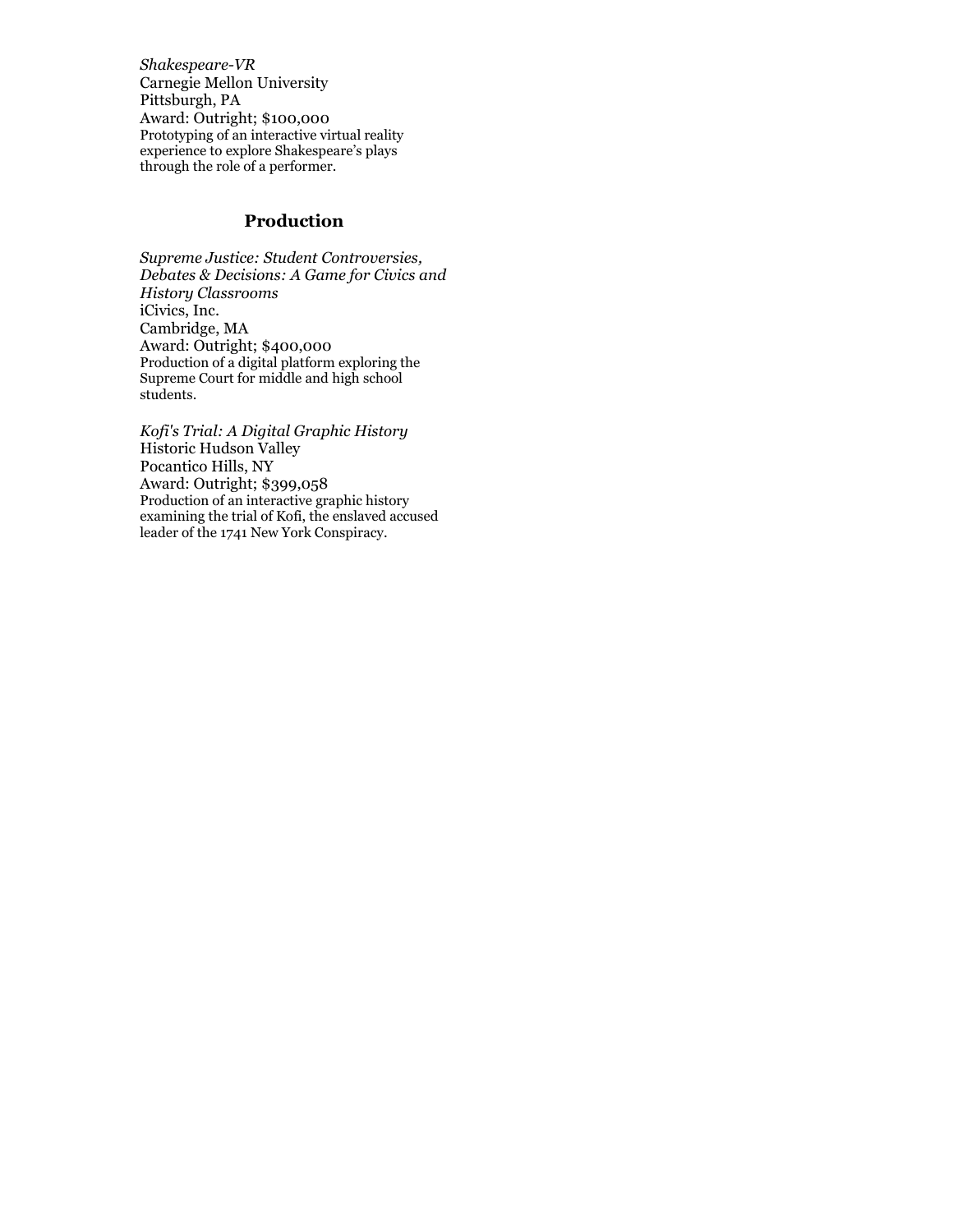*Shakespeare-VR*
Carnegie Mellon University
Pittsburgh, PA
Award: Outright; $100,000
Prototyping of an interactive virtual reality experience to explore Shakespeare's plays through the role of a performer.

## Production

*Supreme Justice: Student Controversies, Debates & Decisions: A Game for Civics and History Classrooms*
iCivics, Inc.
Cambridge, MA
Award: Outright; $400,000
Production of a digital platform exploring the Supreme Court for middle and high school students.

*Kofi's Trial: A Digital Graphic History*
Historic Hudson Valley
Pocantico Hills, NY
Award: Outright; $399,058
Production of an interactive graphic history examining the trial of Kofi, the enslaved accused leader of the 1741 New York Conspiracy.